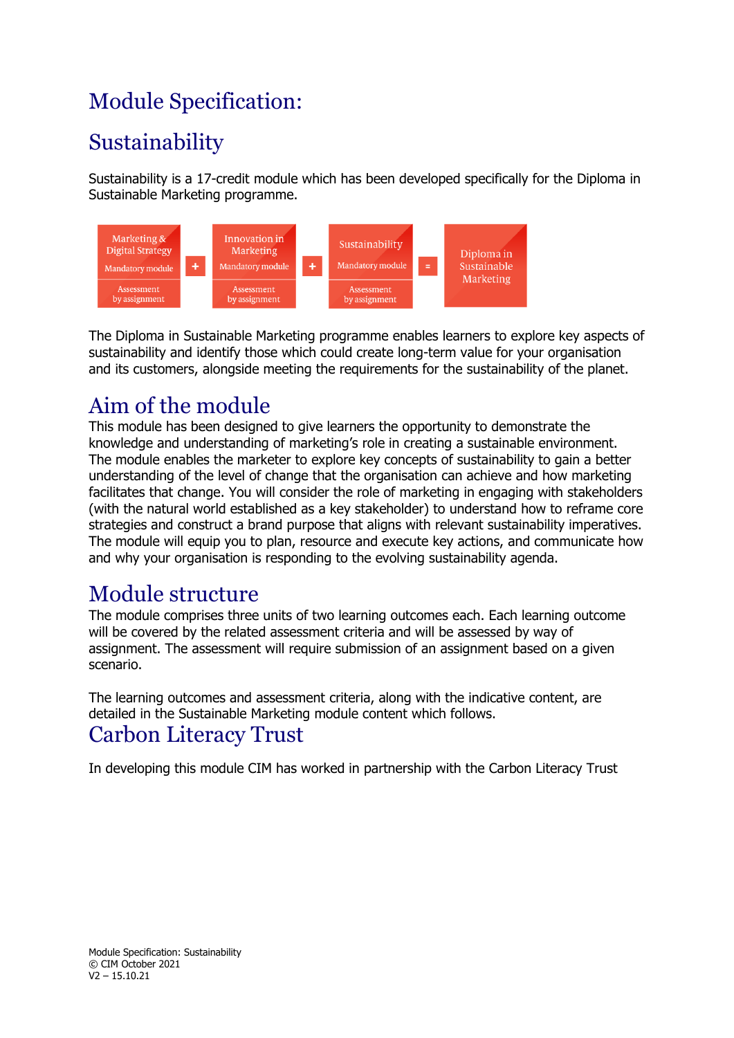# Module Specification:

# Sustainability

Sustainability is a 17-credit module which has been developed specifically for the Diploma in Sustainable Marketing programme.

| Marketing & Digital Strategy<br>Mandatory module<br>Assessment by assignment | + | Innovation in Marketing<br>Mandatory module<br>Assessment by assignment | + | Sustainability<br>Mandatory module<br>Assessment by assignment | = | Diploma in Sustainable Marketing |
|---|---|---|---|---|---|---|

The Diploma in Sustainable Marketing programme enables learners to explore key aspects of sustainability and identify those which could create long-term value for your organisation and its customers, alongside meeting the requirements for the sustainability of the planet.

## Aim of the module

This module has been designed to give learners the opportunity to demonstrate the knowledge and understanding of marketing's role in creating a sustainable environment. The module enables the marketer to explore key concepts of sustainability to gain a better understanding of the level of change that the organisation can achieve and how marketing facilitates that change. You will consider the role of marketing in engaging with stakeholders (with the natural world established as a key stakeholder) to understand how to reframe core strategies and construct a brand purpose that aligns with relevant sustainability imperatives. The module will equip you to plan, resource and execute key actions, and communicate how and why your organisation is responding to the evolving sustainability agenda.

## Module structure

The module comprises three units of two learning outcomes each. Each learning outcome will be covered by the related assessment criteria and will be assessed by way of assignment. The assessment will require submission of an assignment based on a given scenario.

The learning outcomes and assessment criteria, along with the indicative content, are detailed in the Sustainable Marketing module content which follows.

## Carbon Literacy Trust

In developing this module CIM has worked in partnership with the Carbon Literacy Trust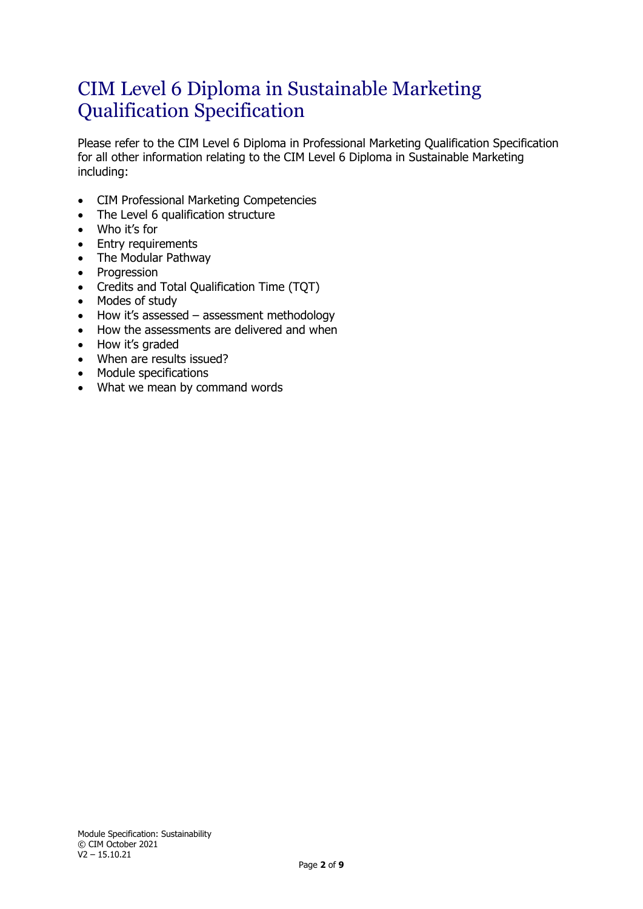# CIM Level 6 Diploma in Sustainable Marketing Qualification Specification

Please refer to the CIM Level 6 Diploma in Professional Marketing Qualification Specification for all other information relating to the CIM Level 6 Diploma in Sustainable Marketing including:

- CIM Professional Marketing Competencies
- The Level 6 qualification structure
- Who it's for
- Entry requirements
- The Modular Pathway
- Progression
- Credits and Total Qualification Time (TQT)
- Modes of study
- How it's assessed – assessment methodology
- How the assessments are delivered and when
- How it's graded
- When are results issued?
- Module specifications
- What we mean by command words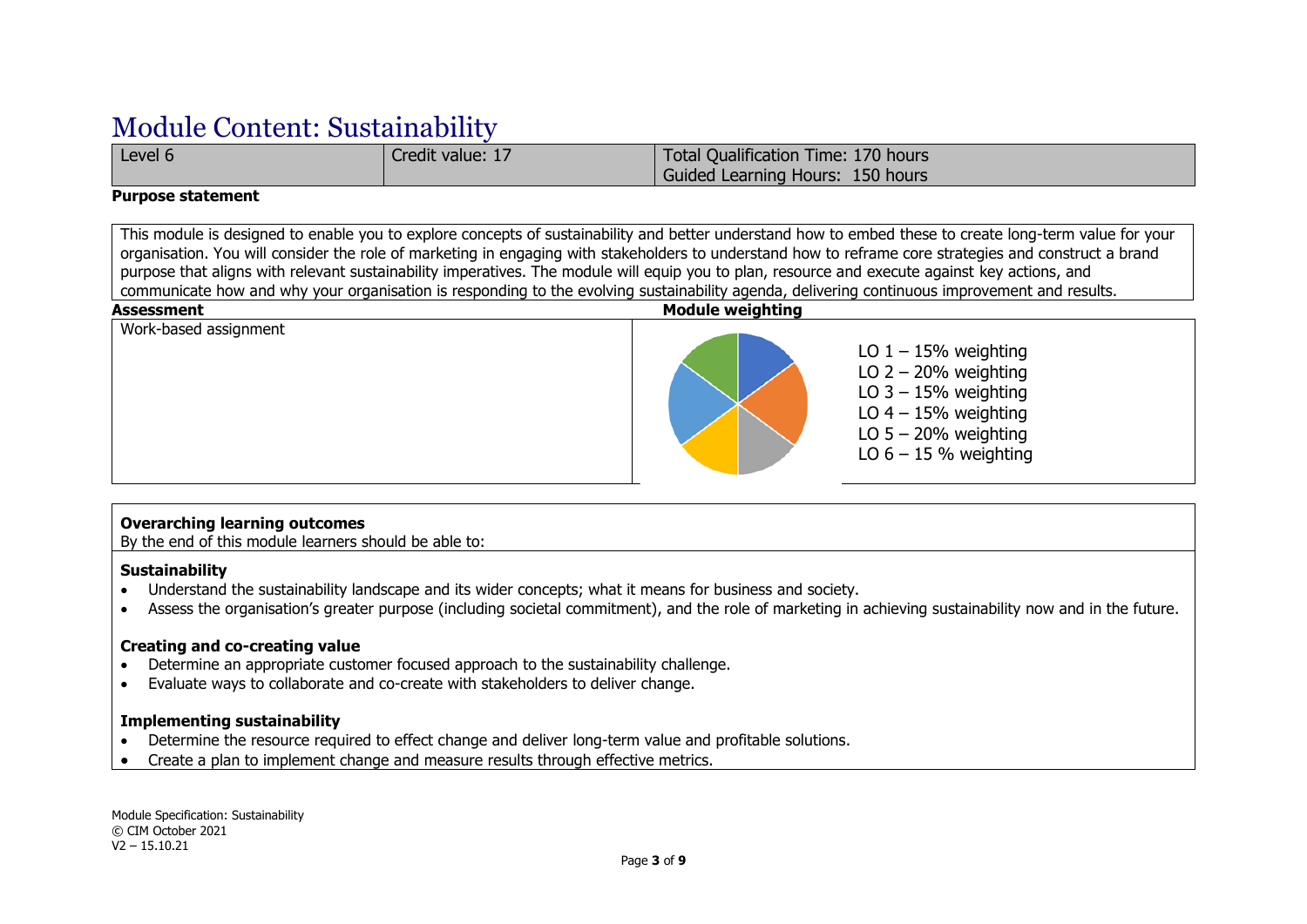# Module Content: Sustainability

| Level 6 | Credit value: 17 | Total Qualification Time: 170 hours<br>Guided Learning Hours: 150 hours |
|---|---|---|

**Purpose statement**

This module is designed to enable you to explore concepts of sustainability and better understand how to embed these to create long-term value for your organisation. You will consider the role of marketing in engaging with stakeholders to understand how to reframe core strategies and construct a brand purpose that aligns with relevant sustainability imperatives. The module will equip you to plan, resource and execute against key actions, and communicate how and why your organisation is responding to the evolving sustainability agenda, delivering continuous improvement and results.

| **Assessment** | **Module weighting** |
|---|---|
| Work-based assignment | LO 1 – 15% weighting<br>LO 2 – 20% weighting<br>LO 3 – 15% weighting<br>LO 4 – 15% weighting<br>LO 5 – 20% weighting<br>LO 6 – 15 % weighting |

**Overarching learning outcomes**

By the end of this module learners should be able to:

**Sustainability**

- Understand the sustainability landscape and its wider concepts; what it means for business and society.
- Assess the organisation's greater purpose (including societal commitment), and the role of marketing in achieving sustainability now and in the future.

**Creating and co-creating value**

- Determine an appropriate customer focused approach to the sustainability challenge.
- Evaluate ways to collaborate and co-create with stakeholders to deliver change.

**Implementing sustainability**

- Determine the resource required to effect change and deliver long-term value and profitable solutions.
- Create a plan to implement change and measure results through effective metrics.

Module Specification: Sustainability
© CIM October 2021
V2 – 15.10.21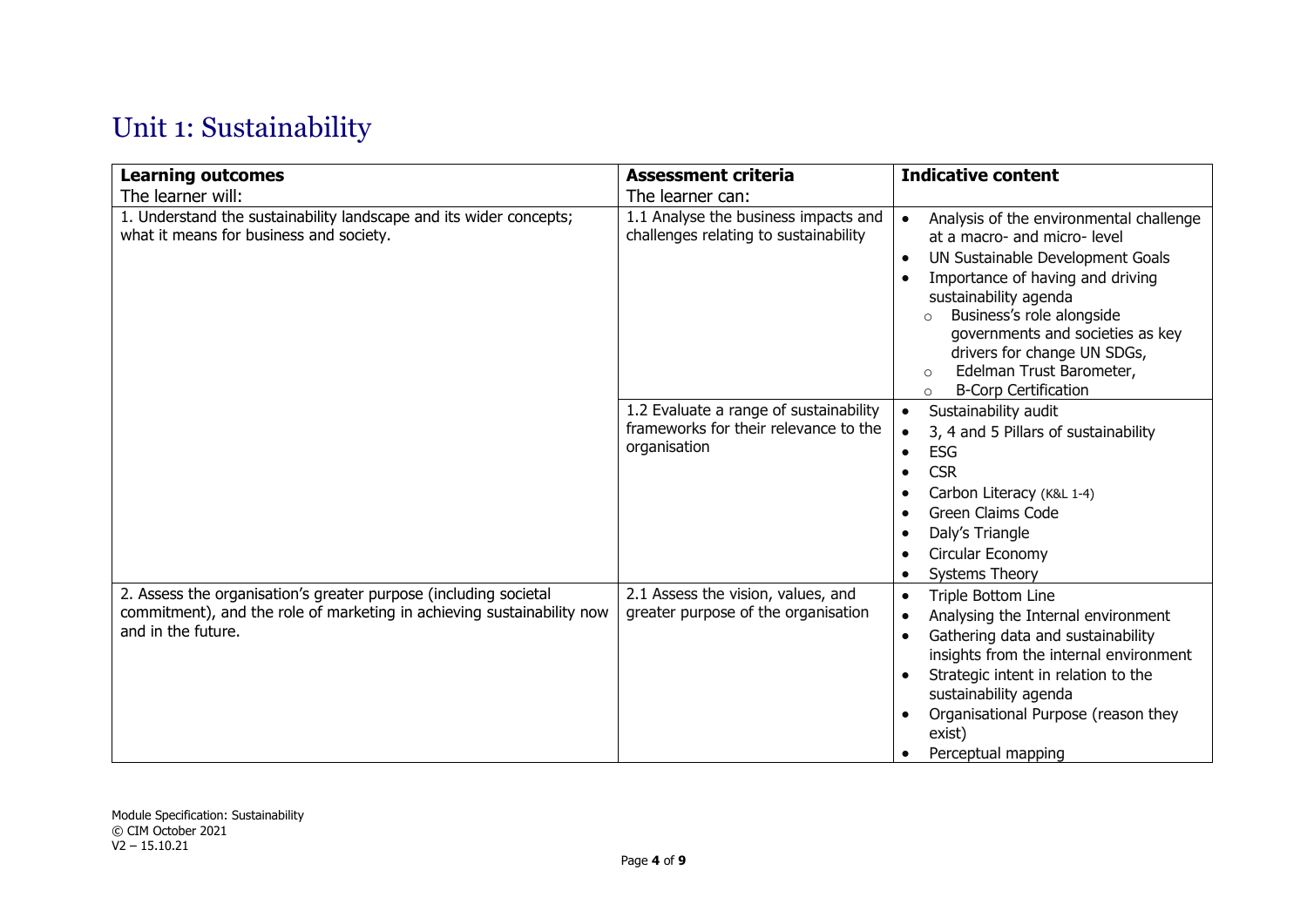# Unit 1: Sustainability

| **Learning outcomes**<br>The learner will: | **Assessment criteria**<br>The learner can: | **Indicative content** |
|---|---|---|
| 1. Understand the sustainability landscape and its wider concepts; what it means for business and society. | 1.1 Analyse the business impacts and challenges relating to sustainability | • Analysis of the environmental challenge at a macro- and micro- level<br>• UN Sustainable Development Goals<br>• Importance of having and driving sustainability agenda<br>&nbsp;&nbsp;○ Business's role alongside governments and societies as key drivers for change UN SDGs,<br>&nbsp;&nbsp;○ Edelman Trust Barometer,<br>&nbsp;&nbsp;○ B-Corp Certification |
| | 1.2 Evaluate a range of sustainability frameworks for their relevance to the organisation | • Sustainability audit<br>• 3, 4 and 5 Pillars of sustainability<br>• ESG<br>• CSR<br>• Carbon Literacy (K&L 1-4)<br>• Green Claims Code<br>• Daly's Triangle<br>• Circular Economy<br>• Systems Theory |
| 2. Assess the organisation's greater purpose (including societal commitment), and the role of marketing in achieving sustainability now and in the future. | 2.1 Assess the vision, values, and greater purpose of the organisation | • Triple Bottom Line<br>• Analysing the Internal environment<br>• Gathering data and sustainability insights from the internal environment<br>• Strategic intent in relation to the sustainability agenda<br>• Organisational Purpose (reason they exist)<br>• Perceptual mapping |

Module Specification: Sustainability
© CIM October 2021
V2 – 15.10.21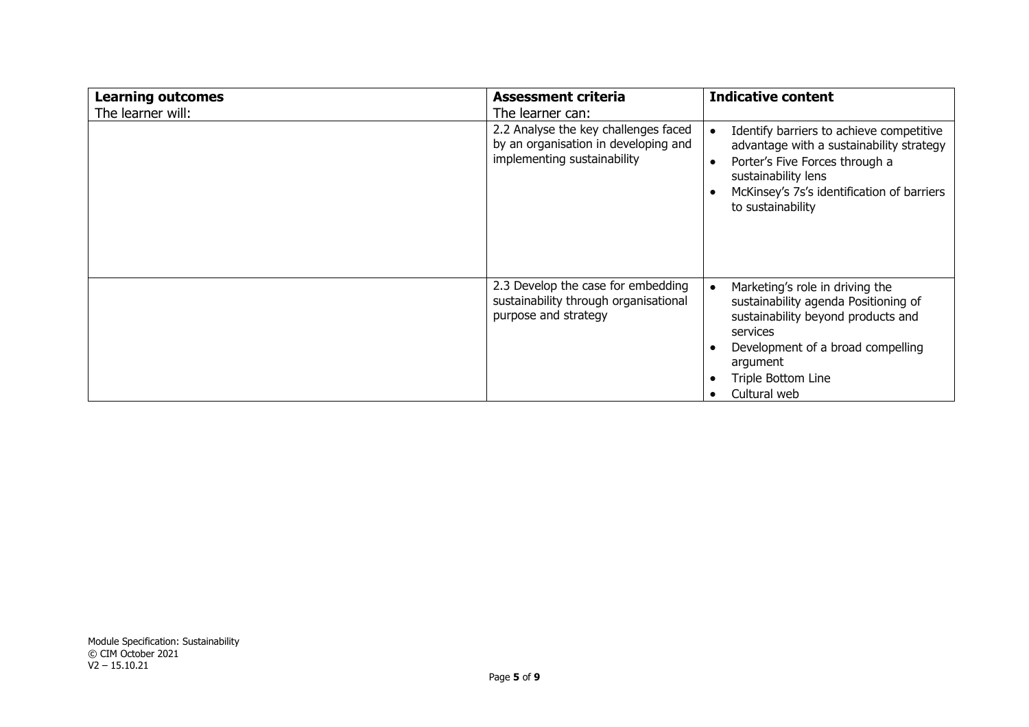| **Learning outcomes**<br>The learner will: | **Assessment criteria**<br>The learner can: | **Indicative content** |
|---|---|---|
| | 2.2 Analyse the key challenges faced by an organisation in developing and implementing sustainability | • Identify barriers to achieve competitive advantage with a sustainability strategy<br>• Porter's Five Forces through a sustainability lens<br>• McKinsey's 7s's identification of barriers to sustainability |
| | 2.3 Develop the case for embedding sustainability through organisational purpose and strategy | • Marketing's role in driving the sustainability agenda Positioning of sustainability beyond products and services<br>• Development of a broad compelling argument<br>• Triple Bottom Line<br>• Cultural web |

Module Specification: Sustainability
© CIM October 2021
V2 – 15.10.21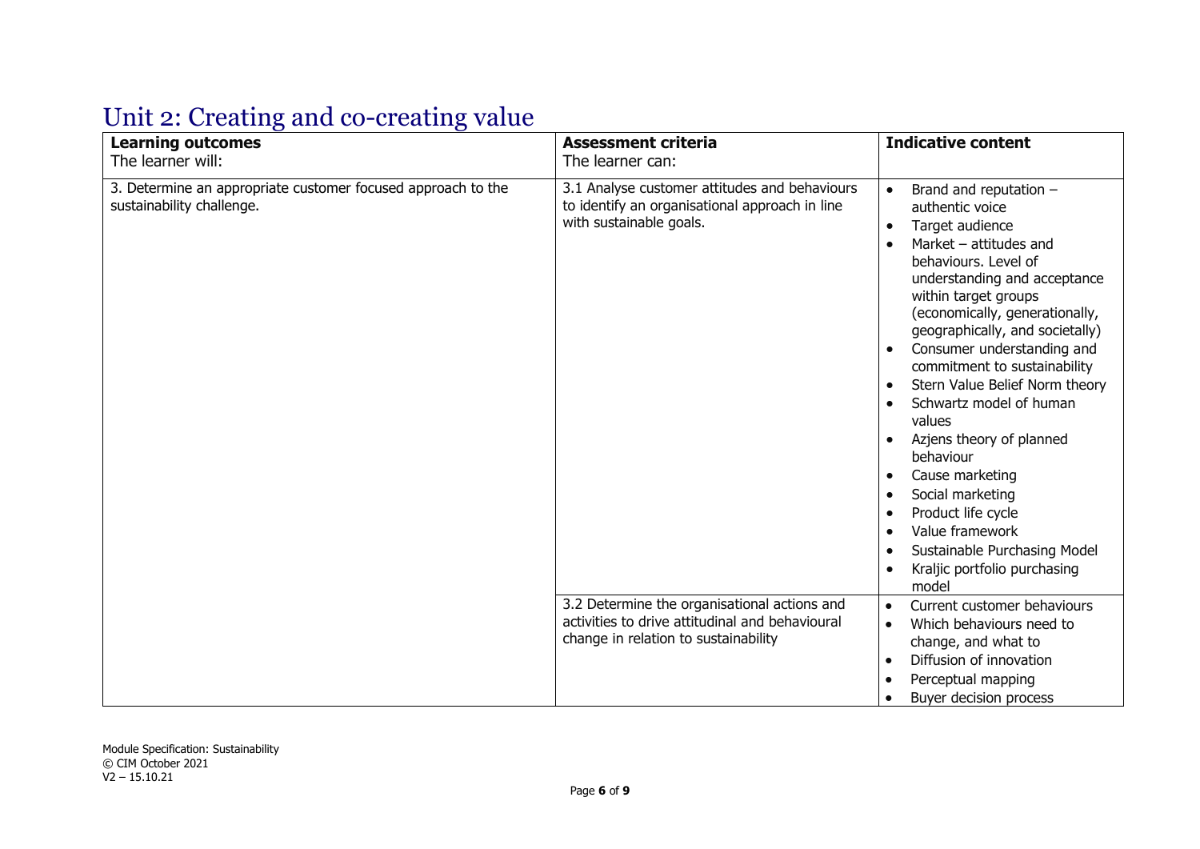# Unit 2: Creating and co-creating value

| **Learning outcomes**<br>The learner will: | **Assessment criteria**<br>The learner can: | **Indicative content** |
|---|---|---|
| 3. Determine an appropriate customer focused approach to the sustainability challenge. | 3.1 Analyse customer attitudes and behaviours to identify an organisational approach in line with sustainable goals. | • Brand and reputation – authentic voice<br>• Target audience<br>• Market – attitudes and behaviours. Level of understanding and acceptance within target groups (economically, generationally, geographically, and societally)<br>• Consumer understanding and commitment to sustainability<br>• Stern Value Belief Norm theory<br>• Schwartz model of human values<br>• Azjens theory of planned behaviour<br>• Cause marketing<br>• Social marketing<br>• Product life cycle<br>• Value framework<br>• Sustainable Purchasing Model<br>• Kraljic portfolio purchasing model |
| | 3.2 Determine the organisational actions and activities to drive attitudinal and behavioural change in relation to sustainability | • Current customer behaviours<br>• Which behaviours need to change, and what to<br>• Diffusion of innovation<br>• Perceptual mapping<br>• Buyer decision process |

Module Specification: Sustainability
© CIM October 2021
V2 – 15.10.21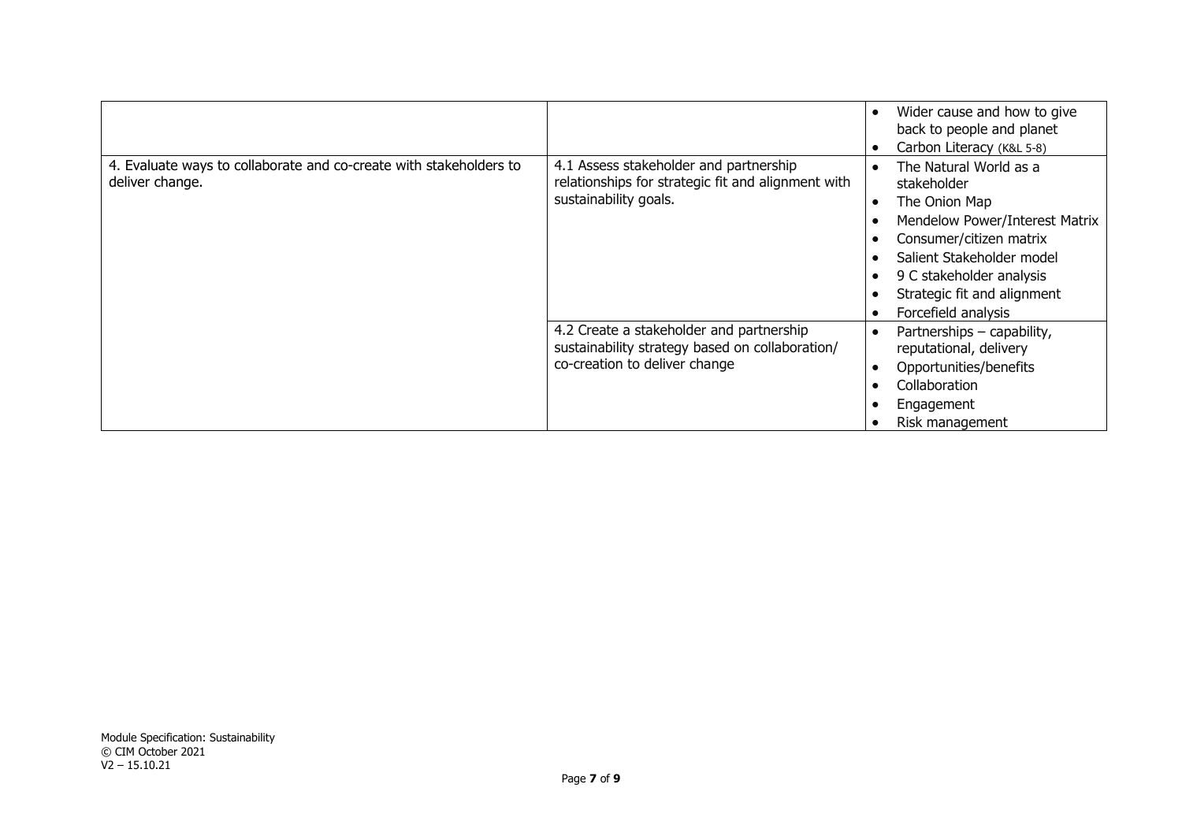| | | |
|---|---|---|
| | | • Wider cause and how to give back to people and planet<br>• Carbon Literacy (K&L 5-8) |
| 4. Evaluate ways to collaborate and co-create with stakeholders to deliver change. | 4.1 Assess stakeholder and partnership relationships for strategic fit and alignment with sustainability goals. | • The Natural World as a stakeholder<br>• The Onion Map<br>• Mendelow Power/Interest Matrix<br>• Consumer/citizen matrix<br>• Salient Stakeholder model<br>• 9 C stakeholder analysis<br>• Strategic fit and alignment<br>• Forcefield analysis |
| | 4.2 Create a stakeholder and partnership sustainability strategy based on collaboration/ co-creation to deliver change | • Partnerships – capability, reputational, delivery<br>• Opportunities/benefits<br>• Collaboration<br>• Engagement<br>• Risk management |

Module Specification: Sustainability
© CIM October 2021
V2 – 15.10.21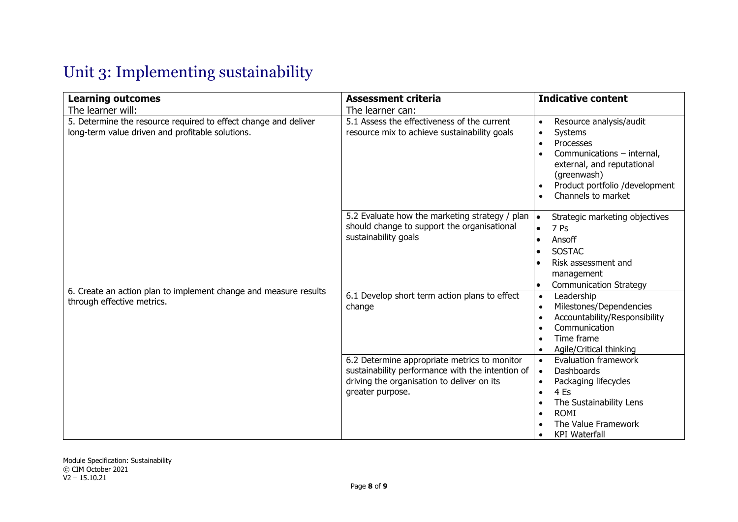# Unit 3: Implementing sustainability

| **Learning outcomes**<br>The learner will: | **Assessment criteria**<br>The learner can: | **Indicative content** |
|---|---|---|
| 5. Determine the resource required to effect change and deliver long-term value driven and profitable solutions. | 5.1 Assess the effectiveness of the current resource mix to achieve sustainability goals | • Resource analysis/audit<br>• Systems<br>• Processes<br>• Communications – internal, external, and reputational (greenwash)<br>• Product portfolio /development<br>• Channels to market |
| | 5.2 Evaluate how the marketing strategy / plan should change to support the organisational sustainability goals | • Strategic marketing objectives<br>• 7 Ps<br>• Ansoff<br>• SOSTAC<br>• Risk assessment and management<br>• Communication Strategy |
| 6. Create an action plan to implement change and measure results through effective metrics. | 6.1 Develop short term action plans to effect change | • Leadership<br>• Milestones/Dependencies<br>• Accountability/Responsibility<br>• Communication<br>• Time frame<br>• Agile/Critical thinking |
| | 6.2 Determine appropriate metrics to monitor sustainability performance with the intention of driving the organisation to deliver on its greater purpose. | • Evaluation framework<br>• Dashboards<br>• Packaging lifecycles<br>• 4 Es<br>• The Sustainability Lens<br>• ROMI<br>• The Value Framework<br>• KPI Waterfall |

Module Specification: Sustainability
© CIM October 2021
V2 – 15.10.21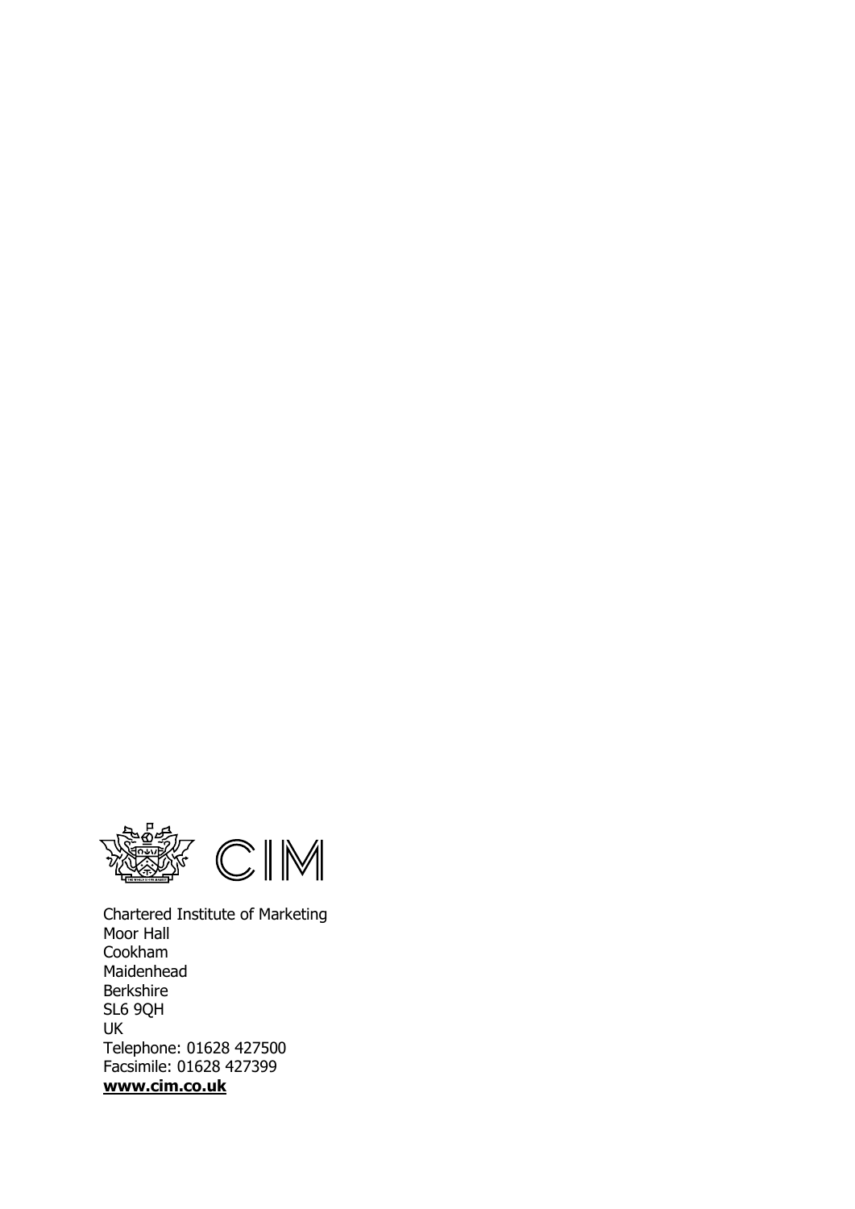CIM

Chartered Institute of Marketing
Moor Hall
Cookham
Maidenhead
Berkshire
SL6 9QH
UK
Telephone: 01628 427500
Facsimile: 01628 427399
**www.cim.co.uk**